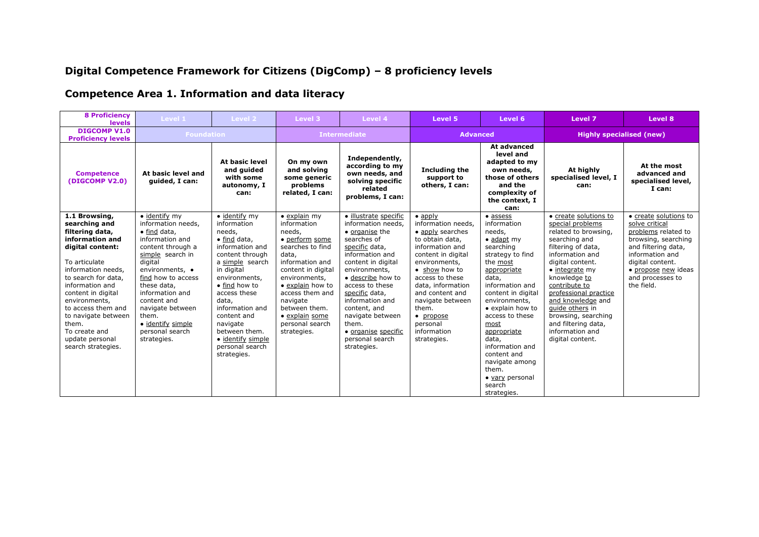# Digital Competence Framework for Citizens (DigComp) – 8 proficiency levels

## Competence Area 1. Information and data literacy

| 8 Proficiency levels | Level 1 | Level 2 | Level 3 | Level 4 | Level 5 | Level 6 | Level 7 | Level 8 |
|---|---|---|---|---|---|---|---|---|
| DIGCOMP V1.0 Proficiency levels | Foundation | | Intermediate | | Advanced | | Highly specialised (new) | |
| Competence (DIGCOMP V2.0) | At basic level and guided, I can: | At basic level and guided with some autonomy, I can: | On my own and solving some generic problems related, I can: | Independently, according to my own needs, and solving specific related problems, I can: | Including the support to others, I can: | At advanced level and adapted to my own needs, those of others and the complexity of the context, I can: | At highly specialised level, I can: | At the most advanced and specialised level, I can: |
| **1.1 Browsing, searching and filtering data, information and digital content:**<br><br>To articulate information needs, to search for data, information and content in digital environments, to access them and to navigate between them. To create and update personal search strategies. | • identify my information needs, • find data, information and content through a simple search in digital environments, • find how to access these data, information and content and navigate between them. • identify simple personal search strategies. | • identify my information needs, • find data, information and content through a simple search in digital environments, • find how to access these data, information and content and navigate between them. • identify simple personal search strategies. | • explain my information needs, • perform some searches to find data, information and content in digital environments, • explain how to access them and navigate between them. • explain some personal search strategies. | • illustrate specific information needs, • organise the searches of specific data, information and content in digital environments, • describe how to access to these specific data, information and content, and navigate between them. • organise specific personal search strategies. | • apply information needs, • apply searches to obtain data, information and content in digital environments, • show how to access to these data, information and content and navigate between them. • propose personal information strategies. | • assess information needs, • adapt my searching strategy to find the most appropriate data, information and content in digital environments, • explain how to access to these most appropriate data, information and content and navigate among them. • vary personal search strategies. | • create solutions to special problems related to browsing, searching and filtering of data, information and digital content. • integrate my knowledge to contribute to professional practice and knowledge and guide others in browsing, searching and filtering data, information and digital content. | • create solutions to solve critical problems related to browsing, searching and filtering data, information and digital content. • propose new ideas and processes to the field. |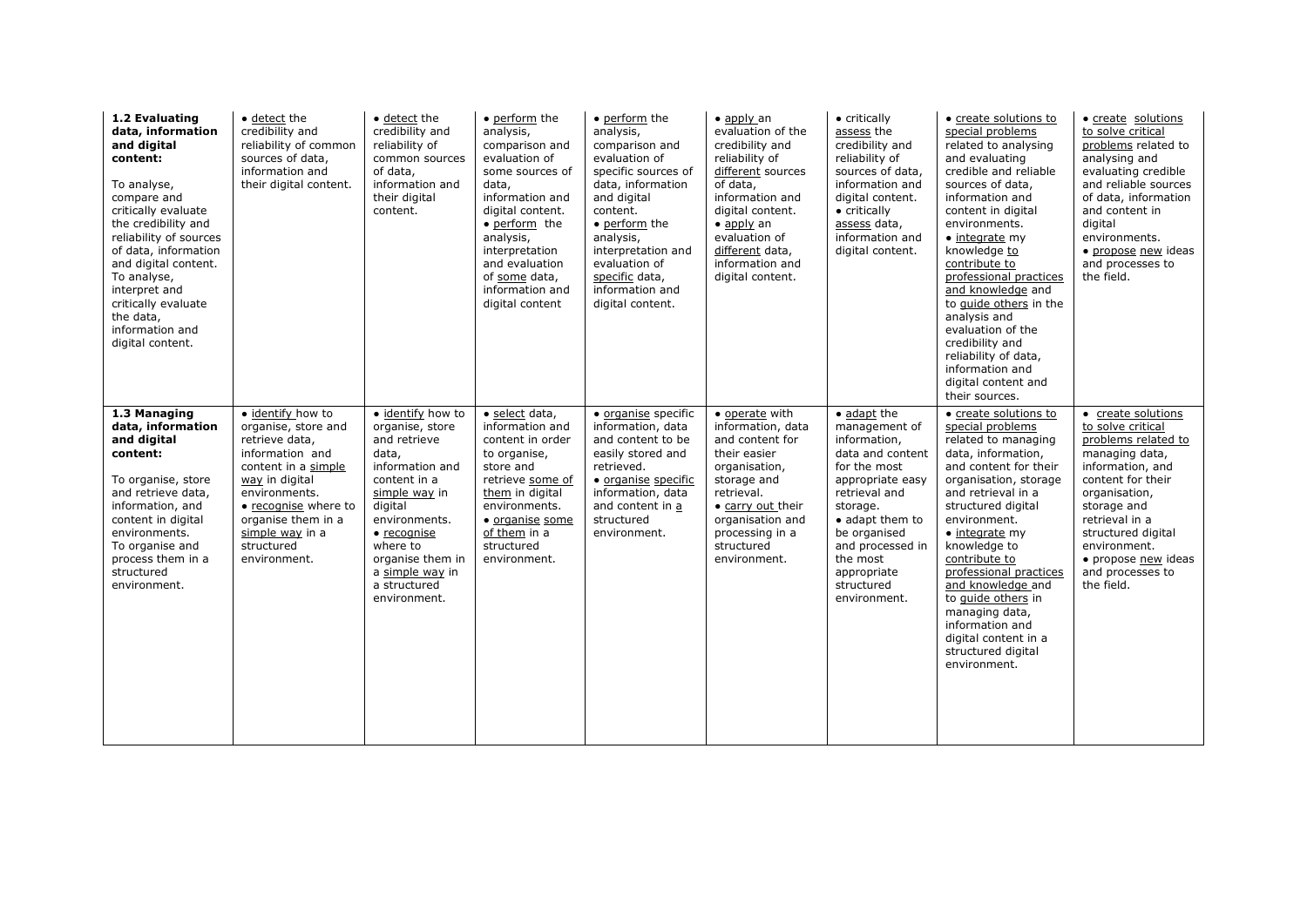| **1.2 Evaluating data, information and digital content:** To analyse, compare and critically evaluate the credibility and reliability of sources of data, information and digital content. To analyse, interpret and critically evaluate the data, information and digital content. | • detect the credibility and reliability of common sources of data, information and their digital content. | • detect the credibility and reliability of common sources of data, information and their digital content. | • perform the analysis, comparison and evaluation of some sources of data, information and digital content. • perform the analysis, interpretation and evaluation of some data, information and digital content | • perform the analysis, comparison and evaluation of specific sources of data, information and digital content. • perform the analysis, interpretation and evaluation of specific data, information and digital content. | • apply an evaluation of the credibility and reliability of different sources of data, information and digital content. • apply an evaluation of different data, information and digital content. | • critically assess the credibility and reliability of sources of data, information and digital content. • critically assess data, information and digital content. | • create solutions to special problems related to analysing and evaluating credible and reliable sources of data, information and content in digital environments. • integrate my knowledge to contribute to professional practices and knowledge and to guide others in the analysis and evaluation of the credibility and reliability of data, information and digital content and their sources. | • create solutions to solve critical problems related to analysing and evaluating credible and reliable sources of data, information and content in digital environments. • propose new ideas and processes to the field. |
|---|---|---|---|---|---|---|---|---|
| **1.3 Managing data, information and digital content:** To organise, store and retrieve data, information, and content in digital environments. To organise and process them in a structured environment. | • identify how to organise, store and retrieve data, information and content in a simple way in digital environments. • recognise where to organise them in a simple way in a structured environment. | • identify how to organise, store and retrieve data, information and content in a simple way in digital environments. • recognise where to organise them in a simple way in a structured environment. | • select data, information and content in order to organise, store and retrieve some of them in digital environments. • organise some of them in a structured environment. | • organise specific information, data and content to be easily stored and retrieved. • organise specific information, data and content in a structured environment. | • operate with information, data and content for their easier organisation, storage and retrieval. • carry out their organisation and processing in a structured environment. | • adapt the management of information, data and content for the most appropriate easy retrieval and storage. • adapt them to be organised and processed in the most appropriate structured environment. | • create solutions to special problems related to managing data, information, and content for their organisation, storage and retrieval in a structured digital environment. • integrate my knowledge to contribute to professional practices and knowledge and to guide others in managing data, information and digital content in a structured digital environment. | • create solutions to solve critical problems related to managing data, information, and content for their organisation, storage and retrieval in a structured digital environment. • propose new ideas and processes to the field. |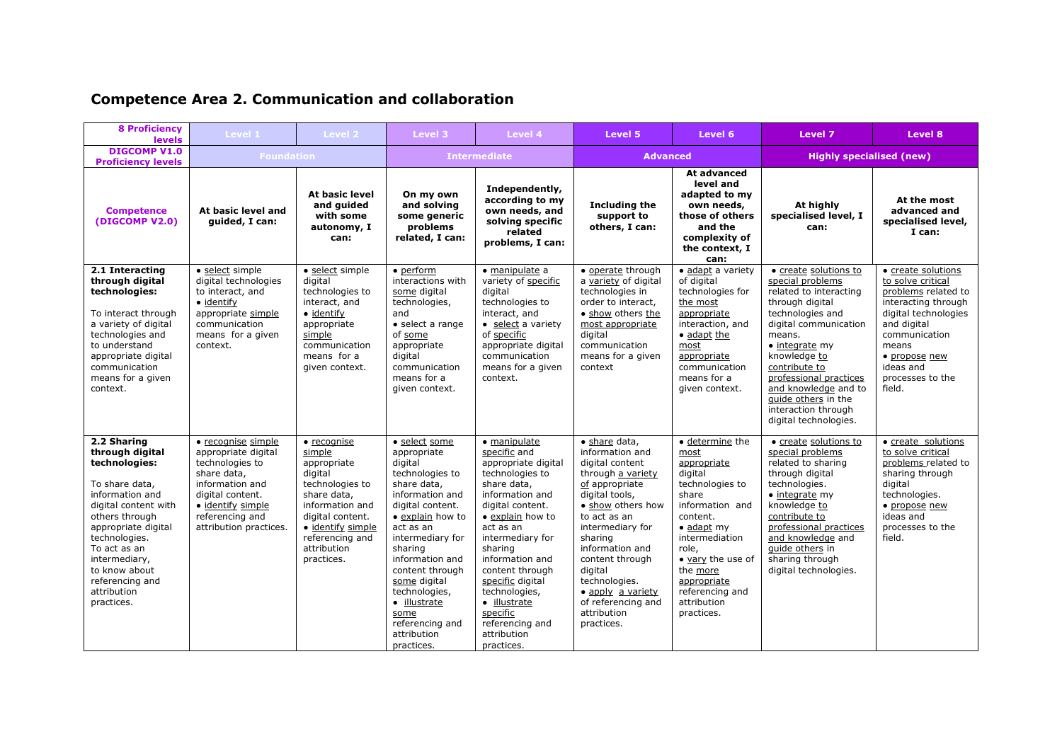## Competence Area 2. Communication and collaboration

| 8 Proficiency levels | Level 1 | Level 2 | Level 3 | Level 4 | Level 5 | Level 6 | Level 7 | Level 8 |
|---|---|---|---|---|---|---|---|---|
| DIGCOMP V1.0 Proficiency levels | Foundation | | Intermediate | | Advanced | | Highly specialised (new) | |
| **Competence (DIGCOMP V2.0)** | **At basic level and guided, I can:** | **At basic level and guided with some autonomy, I can:** | **On my own and solving some generic problems related, I can:** | **Independently, according to my own needs, and solving specific related problems, I can:** | **Including the support to others, I can:** | **At advanced level and adapted to my own needs, those of others and the complexity of the context, I can:** | **At highly specialised level, I can:** | **At the most advanced and specialised level, I can:** |
| **2.1 Interacting through digital technologies:** To interact through a variety of digital technologies and to understand appropriate digital communication means for a given context. | • select simple digital technologies to interact, and • identify appropriate simple communication means for a given context. | • select simple digital technologies to interact, and • identify appropriate simple communication means for a given context. | • perform interactions with some digital technologies, and • select a range of some appropriate digital communication means for a given context. | • manipulate a variety of specific digital technologies to interact, and • select a variety of specific appropriate digital communication means for a given context. | • operate through a variety of digital technologies in order to interact, • show others the most appropriate digital communication means for a given context | • adapt a variety of digital technologies for the most appropriate interaction, and • adapt the most appropriate communication means for a given context. | • create solutions to special problems related to interacting through digital technologies and digital communication means. • integrate my knowledge to contribute to professional practices and knowledge and to guide others in the interaction through digital technologies. | • create solutions to solve critical problems related to interacting through digital technologies and digital communication means • propose new ideas and processes to the field. |
| **2.2 Sharing through digital technologies:** To share data, information and digital content with others through appropriate digital technologies. To act as an intermediary, to know about referencing and attribution practices. | • recognise simple appropriate digital technologies to share data, information and digital content. • identify simple referencing and attribution practices. | • recognise simple appropriate digital technologies to share data, information and digital content. • identify simple referencing and attribution practices. | • select some appropriate digital technologies to share data, information and digital content. • explain how to act as an intermediary for sharing information and content through some digital technologies, • illustrate some referencing and attribution practices. | • manipulate specific and appropriate digital technologies to share data, information and digital content. • explain how to act as an intermediary for sharing information and content through specific digital technologies, • illustrate specific referencing and attribution practices. | • share data, information and digital content through a variety of appropriate digital tools, • show others how to act as an intermediary for sharing information and content through digital technologies. • apply a variety of referencing and attribution practices. | • determine the most appropriate digital technologies to share information and content. • adapt my intermediation role, • vary the use of the more appropriate referencing and attribution practices. | • create solutions to special problems related to sharing through digital technologies. • integrate my knowledge to contribute to professional practices and knowledge and guide others in sharing through digital technologies. | • create solutions to solve critical problems related to sharing through digital technologies. • propose new ideas and processes to the field. |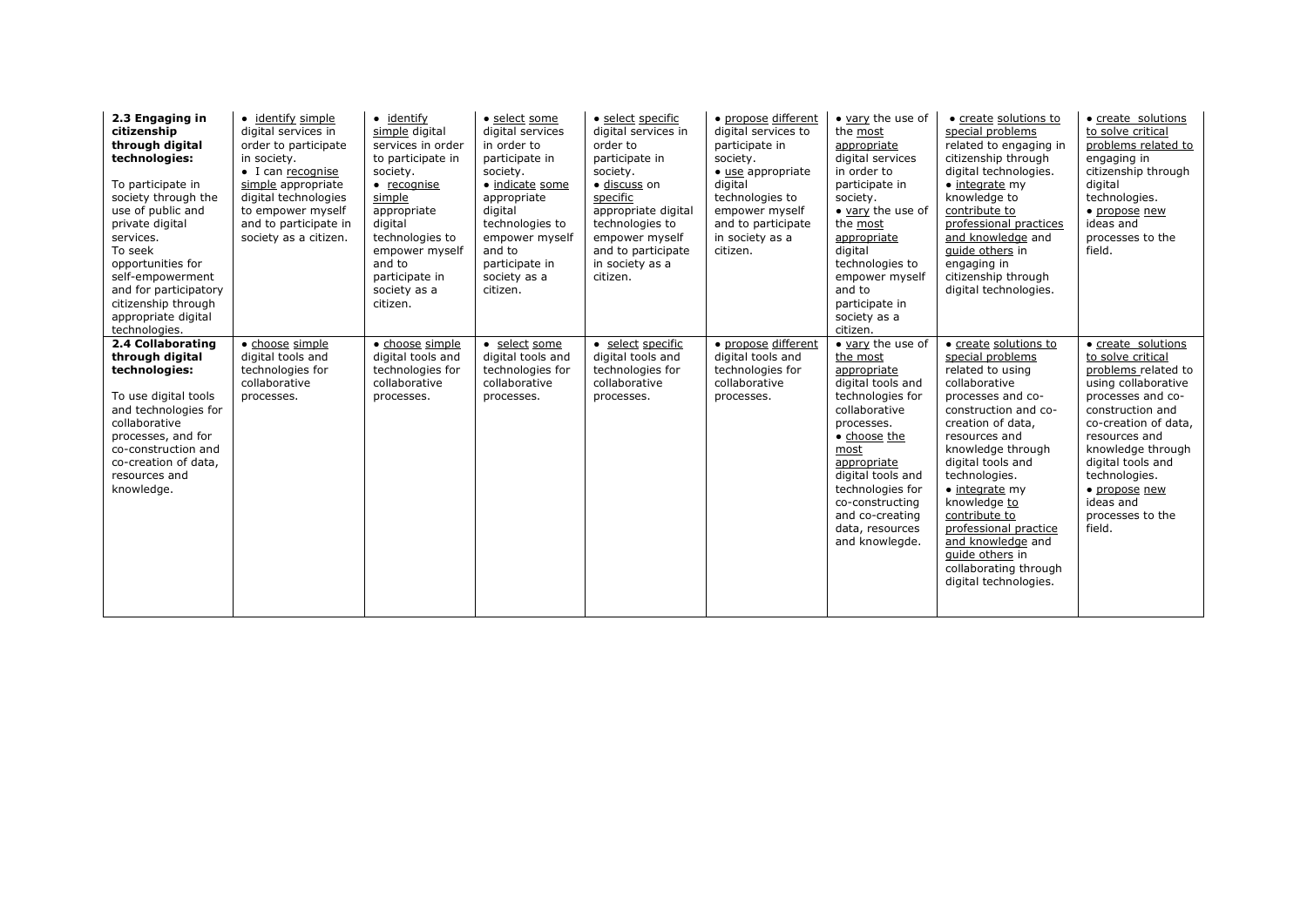| **2.3 Engaging in citizenship through digital technologies:**<br><br>To participate in society through the use of public and private digital services. To seek opportunities for self-empowerment and for participatory citizenship through appropriate digital technologies. | • identify simple digital services in order to participate in society.<br>• I can recognise simple appropriate digital technologies to empower myself and to participate in society as a citizen. | • identify simple digital services in order to participate in society.<br>• recognise simple appropriate digital technologies to empower myself and to participate in society as a citizen. | • select some digital services in order to participate in society.<br>• indicate some appropriate digital technologies to empower myself and to participate in society as a citizen. | • select specific digital services in order to participate in society.<br>• discuss on specific appropriate digital technologies to empower myself and to participate in society as a citizen. | • propose different digital services to participate in society.<br>• use appropriate digital technologies to empower myself and to participate in society as a citizen. | • vary the use of the most appropriate digital services in order to participate in society.<br>• vary the use of the most appropriate digital technologies to empower myself and to participate in society as a citizen. | • create solutions to special problems related to engaging in citizenship through digital technologies.<br>• integrate my knowledge to contribute to professional practices and knowledge and guide others in engaging in citizenship through digital technologies. | • create solutions to solve critical problems related to engaging in citizenship through digital technologies.<br>• propose new ideas and processes to the field. |
|---|---|---|---|---|---|---|---|---|
| **2.4 Collaborating through digital technologies:**<br><br>To use digital tools and technologies for collaborative processes, and for co-construction and co-creation of data, resources and knowledge. | • choose simple digital tools and technologies for collaborative processes. | • choose simple digital tools and technologies for collaborative processes. | • select some digital tools and technologies for collaborative processes. | • select specific digital tools and technologies for collaborative processes. | • propose different digital tools and technologies for collaborative processes. | • vary the use of the most appropriate digital tools and technologies for collaborative processes.<br>• choose the most appropriate digital tools and technologies for co-constructing and co-creating data, resources and knowlegde. | • create solutions to special problems related to using collaborative processes and co-construction and co-creation of data, resources and knowledge through digital tools and technologies.<br>• integrate my knowledge to contribute to professional practice and knowledge and guide others in collaborating through digital technologies. | • create solutions to solve critical problems related to using collaborative processes and co-construction and co-creation of data, resources and knowledge through digital tools and technologies.<br>• propose new ideas and processes to the field. |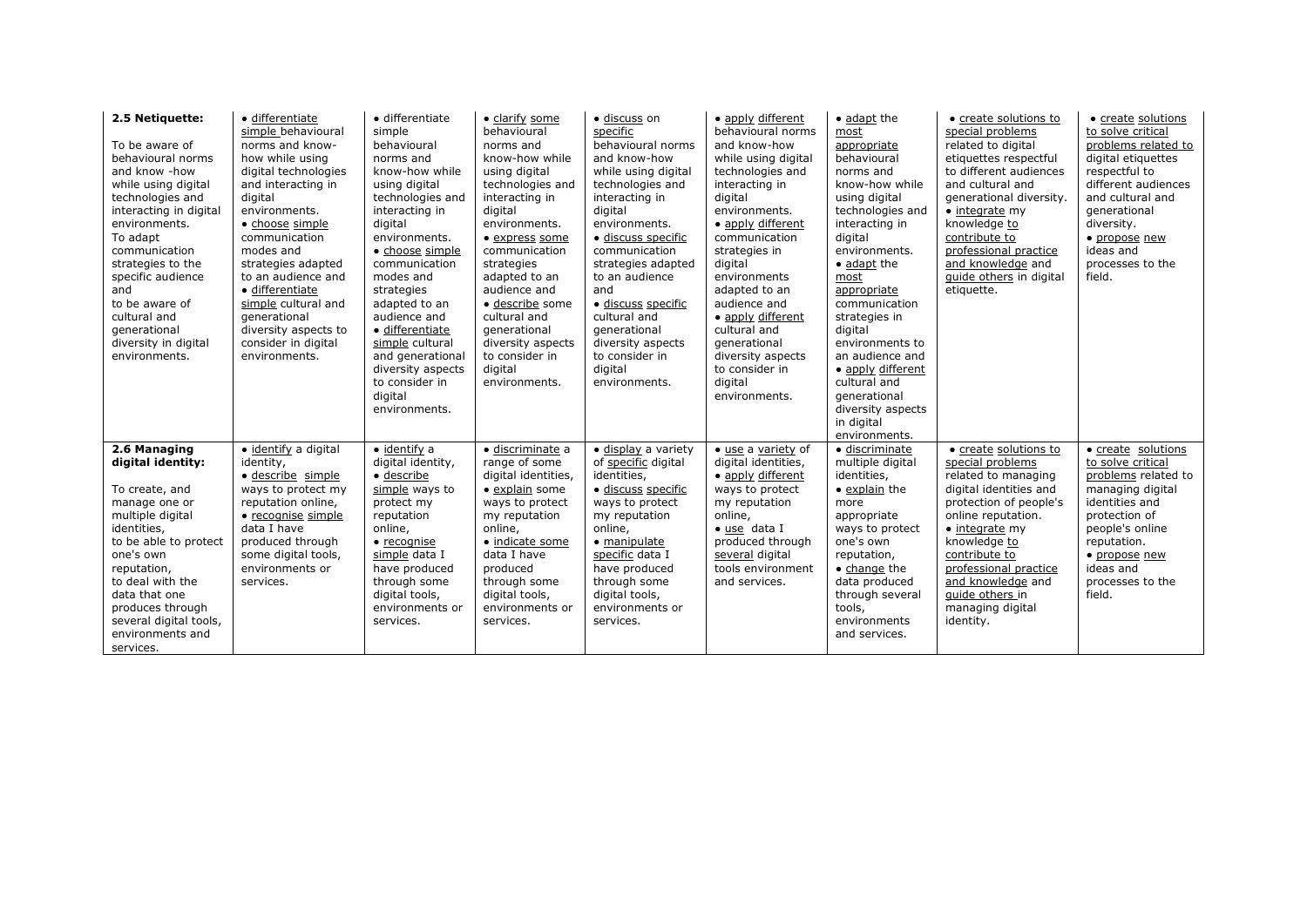| **2.5 Netiquette:**<br><br>To be aware of behavioural norms and know -how while using digital technologies and interacting in digital environments.<br>To adapt communication strategies to the specific audience and<br>to be aware of cultural and generational diversity in digital environments. | • differentiate simple behavioural norms and know-how while using digital technologies and interacting in digital environments.<br>• choose simple communication modes and strategies adapted to an audience and<br>• differentiate simple cultural and generational diversity aspects to consider in digital environments. | • differentiate simple behavioural norms and know-how while using digital technologies and interacting in digital environments.<br>• choose simple communication modes and strategies adapted to an audience and<br>• differentiate simple cultural and generational diversity aspects to consider in digital environments. | • clarify some behavioural norms and know-how while using digital technologies and interacting in digital environments.<br>• express some communication strategies adapted to an audience and<br>• describe some cultural and generational diversity aspects to consider in digital environments. | • discuss on specific behavioural norms and know-how while using digital technologies and interacting in digital environments.<br>• discuss specific communication strategies adapted to an audience and<br>• discuss specific cultural and generational diversity aspects to consider in digital environments. | • apply different behavioural norms and know-how while using digital technologies and interacting in digital environments.<br>• apply different communication strategies in digital environments adapted to an audience and<br>• apply different cultural and generational diversity aspects to consider in digital environments. | • adapt the most appropriate behavioural norms and know-how while using digital technologies and interacting in digital environments.<br>• adapt the most appropriate communication strategies in digital environments to an audience and<br>• apply different cultural and generational diversity aspects in digital environments. | • create solutions to special problems related to digital etiquettes respectful to different audiences and cultural and generational diversity.<br>• integrate my knowledge to contribute to professional practice and knowledge and guide others in digital etiquette. | • create solutions to solve critical problems related to digital etiquettes respectful to different audiences and cultural and generational diversity.<br>• propose new ideas and processes to the field. |
|---|---|---|---|---|---|---|---|---|
| **2.6 Managing digital identity:**<br><br>To create, and manage one or multiple digital identities,<br>to be able to protect one's own reputation,<br>to deal with the data that one produces through several digital tools, environments and services. | • identify a digital identity,<br>• describe simple ways to protect my reputation online,<br>• recognise simple data I have produced through some digital tools, environments or services. | • identify a digital identity,<br>• describe simple ways to protect my reputation online,<br>• recognise simple data I have produced through some digital tools, environments or services. | • discriminate a range of some digital identities,<br>• explain some ways to protect my reputation online,<br>• indicate some data I have produced through some digital tools, environments or services. | • display a variety of specific digital identities,<br>• discuss specific ways to protect my reputation online,<br>• manipulate specific data I have produced through some digital tools, environments or services. | • use a variety of digital identities,<br>• apply different ways to protect my reputation online,<br>• use data I produced through several digital tools environment and services. | • discriminate multiple digital identities,<br>• explain the more appropriate ways to protect one's own reputation,<br>• change the data produced through several tools, environments and services. | • create solutions to special problems related to managing digital identities and protection of people's online reputation.<br>• integrate my knowledge to contribute to professional practice and knowledge and guide others in managing digital identity. | • create solutions to solve critical problems related to managing digital identities and protection of people's online reputation.<br>• propose new ideas and processes to the field. |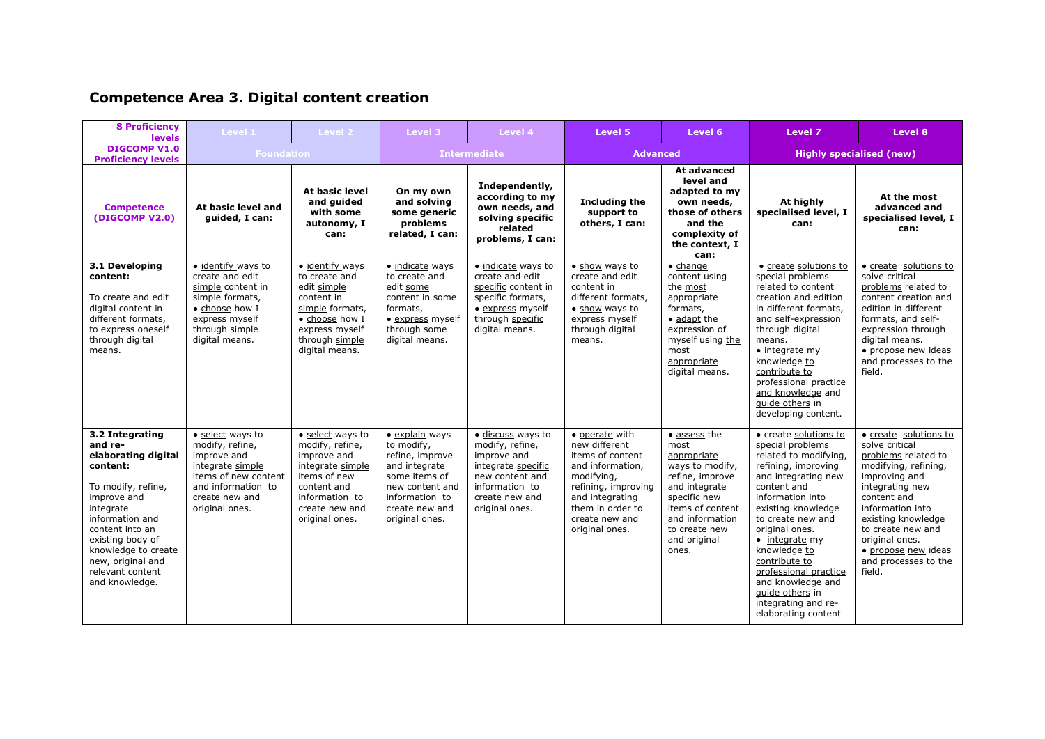## Competence Area 3. Digital content creation

| 8 Proficiency levels | Level 1 | Level 2 | Level 3 | Level 4 | Level 5 | Level 6 | Level 7 | Level 8 |
|---|---|---|---|---|---|---|---|---|
| DIGCOMP V1.0 Proficiency levels | Foundation | | Intermediate | | Advanced | | Highly specialised (new) | |
| **Competence (DIGCOMP V2.0)** | **At basic level and guided, I can:** | **At basic level and guided with some autonomy, I can:** | **On my own and solving some generic problems related, I can:** | **Independently, according to my own needs, and solving specific related problems, I can:** | **Including the support to others, I can:** | **At advanced level and adapted to my own needs, those of others and the complexity of the context, I can:** | **At highly specialised level, I can:** | **At the most advanced and specialised level, I can:** |
| **3.1 Developing content:** To create and edit digital content in different formats, to express oneself through digital means. | • identify ways to create and edit simple content in simple formats, • choose how I express myself through simple digital means. | • identify ways to create and edit simple content in simple formats, • choose how I express myself through simple digital means. | • indicate ways to create and edit some content in some formats, • express myself through some digital means. | • indicate ways to create and edit specific content in specific formats, • express myself through specific digital means. | • show ways to create and edit content in different formats, • show ways to express myself through digital means. | • change content using the most appropriate formats, • adapt the expression of myself using the most appropriate digital means. | • create solutions to special problems related to content creation and edition in different formats, and self-expression through digital means. • integrate my knowledge to contribute to professional practice and knowledge and guide others in developing content. | • create solutions to solve critical problems related to content creation and edition in different formats, and self-expression through digital means. • propose new ideas and processes to the field. |
| **3.2 Integrating and re-elaborating digital content:** To modify, refine, improve and integrate information and content into an existing body of knowledge to create new, original and relevant content and knowledge. | • select ways to modify, refine, improve and integrate simple items of new content and information to create new and original ones. | • select ways to modify, refine, improve and integrate simple items of new content and information to create new and original ones. | • explain ways to modify, refine, improve and integrate some items of new content and information to create new and original ones. | • discuss ways to modify, refine, improve and integrate specific new content and information to create new and original ones. | • operate with new different items of content and information, modifying, refining, improving and integrating them in order to create new and original ones. | • assess the most appropriate ways to modify, refine, improve and integrate specific new items of content and information to create new and original ones. | • create solutions to special problems related to modifying, refining, improving and integrating new content and information into existing knowledge to create new and original ones. • integrate my knowledge to contribute to professional practice and knowledge and guide others in integrating and re-elaborating content | • create solutions to solve critical problems related to modifying, refining, improving and integrating new content and information into existing knowledge to create new and original ones. • propose new ideas and processes to the field. |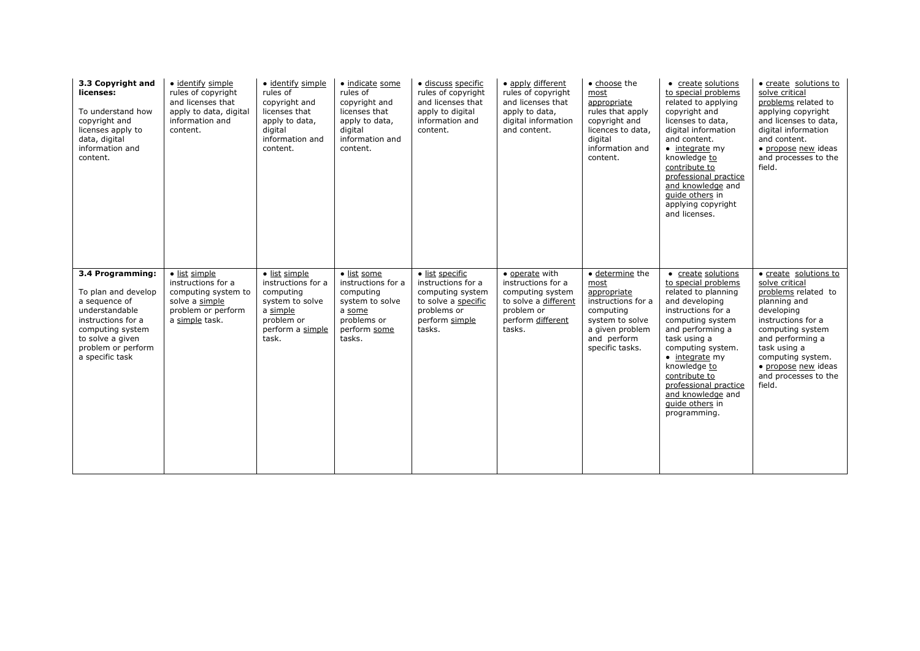| | | | | | | | | |
|---|---|---|---|---|---|---|---|---|
| **3.3 Copyright and licenses:**<br><br>To understand how copyright and licenses apply to data, digital information and content. | • identify simple rules of copyright and licenses that apply to data, digital information and content. | • identify simple rules of copyright and licenses that apply to data, digital information and content. | • indicate some rules of copyright and licenses that apply to data, digital information and content. | • discuss specific rules of copyright and licenses that apply to digital information and content. | • apply different rules of copyright and licenses that apply to data, digital information and content. | • choose the most appropriate rules that apply copyright and licences to data, digital information and content. | • create solutions to special problems related to applying copyright and licenses to data, digital information and content.<br>• integrate my knowledge to contribute to professional practice and knowledge and guide others in applying copyright and licenses. | • create solutions to solve critical problems related to applying copyright and licenses to data, digital information and content.<br>• propose new ideas and processes to the field. |
| **3.4 Programming:**<br><br>To plan and develop a sequence of understandable instructions for a computing system to solve a given problem or perform a specific task | • list simple instructions for a computing system to solve a simple problem or perform a simple task. | • list simple instructions for a computing system to solve a simple problem or perform a simple task. | • list some instructions for a computing system to solve a some problems or perform some tasks. | • list specific instructions for a computing system to solve a specific problems or perform simple tasks. | • operate with instructions for a computing system to solve a different problem or perform different tasks. | • determine the most appropriate instructions for a computing system to solve a given problem and perform specific tasks. | • create solutions to special problems related to planning and developing instructions for a computing system and performing a task using a computing system.<br>• integrate my knowledge to contribute to professional practice and knowledge and guide others in programming. | • create solutions to solve critical problems related to planning and developing instructions for a computing system and performing a task using a computing system.<br>• propose new ideas and processes to the field. |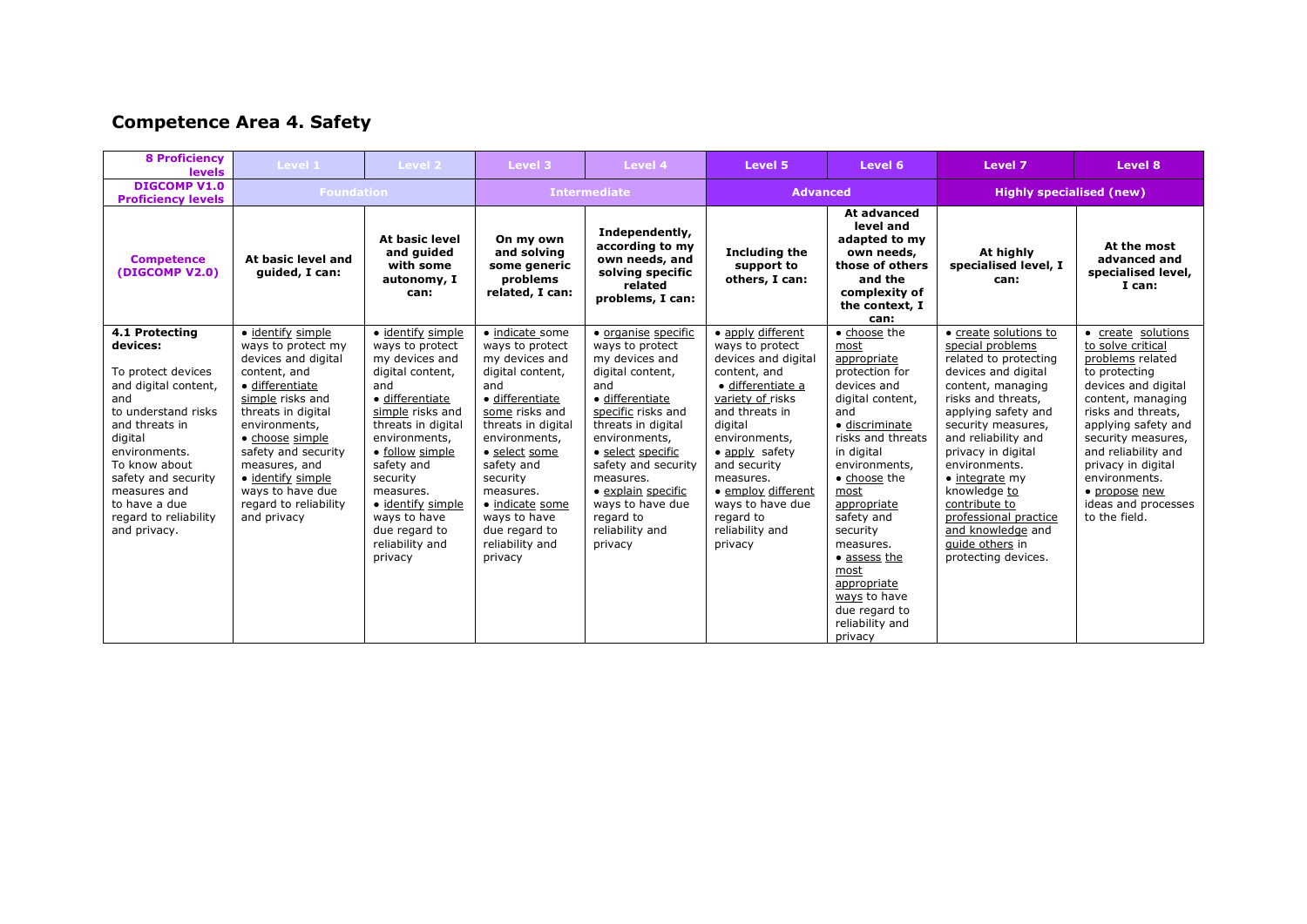## Competence Area 4. Safety

| 8 Proficiency levels | Level 1 | Level 2 | Level 3 | Level 4 | Level 5 | Level 6 | Level 7 | Level 8 |
|---|---|---|---|---|---|---|---|---|
| DIGCOMP V1.0 Proficiency levels | Foundation | | Intermediate | | Advanced | | Highly specialised (new) | |
| Competence (DIGCOMP V2.0) | At basic level and guided, I can: | At basic level and guided with some autonomy, I can: | On my own and solving some generic problems related, I can: | Independently, according to my own needs, and solving specific related problems, I can: | Including the support to others, I can: | At advanced level and adapted to my own needs, those of others and the complexity of the context, I can: | At highly specialised level, I can: | At the most advanced and specialised level, I can: |
| **4.1 Protecting devices:**<br><br>To protect devices and digital content, and to understand risks and threats in digital environments. To know about safety and security measures and to have a due regard to reliability and privacy. | • identify simple ways to protect my devices and digital content, and<br>• differentiate simple risks and threats in digital environments,<br>• choose simple safety and security measures, and<br>• identify simple ways to have due regard to reliability and privacy | • identify simple ways to protect my devices and digital content, and<br>• differentiate simple risks and threats in digital environments,<br>• follow simple safety and security measures.<br>• identify simple ways to have due regard to reliability and privacy | • indicate some ways to protect my devices and digital content, and<br>• differentiate some risks and threats in digital environments,<br>• select some safety and security measures.<br>• indicate some ways to have due regard to reliability and privacy | • organise specific ways to protect my devices and digital content, and<br>• differentiate specific risks and threats in digital environments,<br>• select specific safety and security measures.<br>• explain specific ways to have due regard to reliability and privacy | • apply different ways to protect devices and digital content, and<br>• differentiate a variety of risks and threats in digital environments,<br>• apply safety and security measures.<br>• employ different ways to have due regard to reliability and privacy | • choose the most appropriate protection for devices and digital content, and<br>• discriminate risks and threats in digital environments,<br>• choose the most appropriate safety and security measures.<br>• assess the most appropriate ways to have due regard to reliability and privacy | • create solutions to special problems related to protecting devices and digital content, managing risks and threats, applying safety and security measures, and reliability and privacy in digital environments.<br>• integrate my knowledge to contribute to professional practice and knowledge and guide others in protecting devices. | • create solutions to solve critical problems related to protecting devices and digital content, managing risks and threats, applying safety and security measures, and reliability and privacy in digital environments.<br>• propose new ideas and processes to the field. |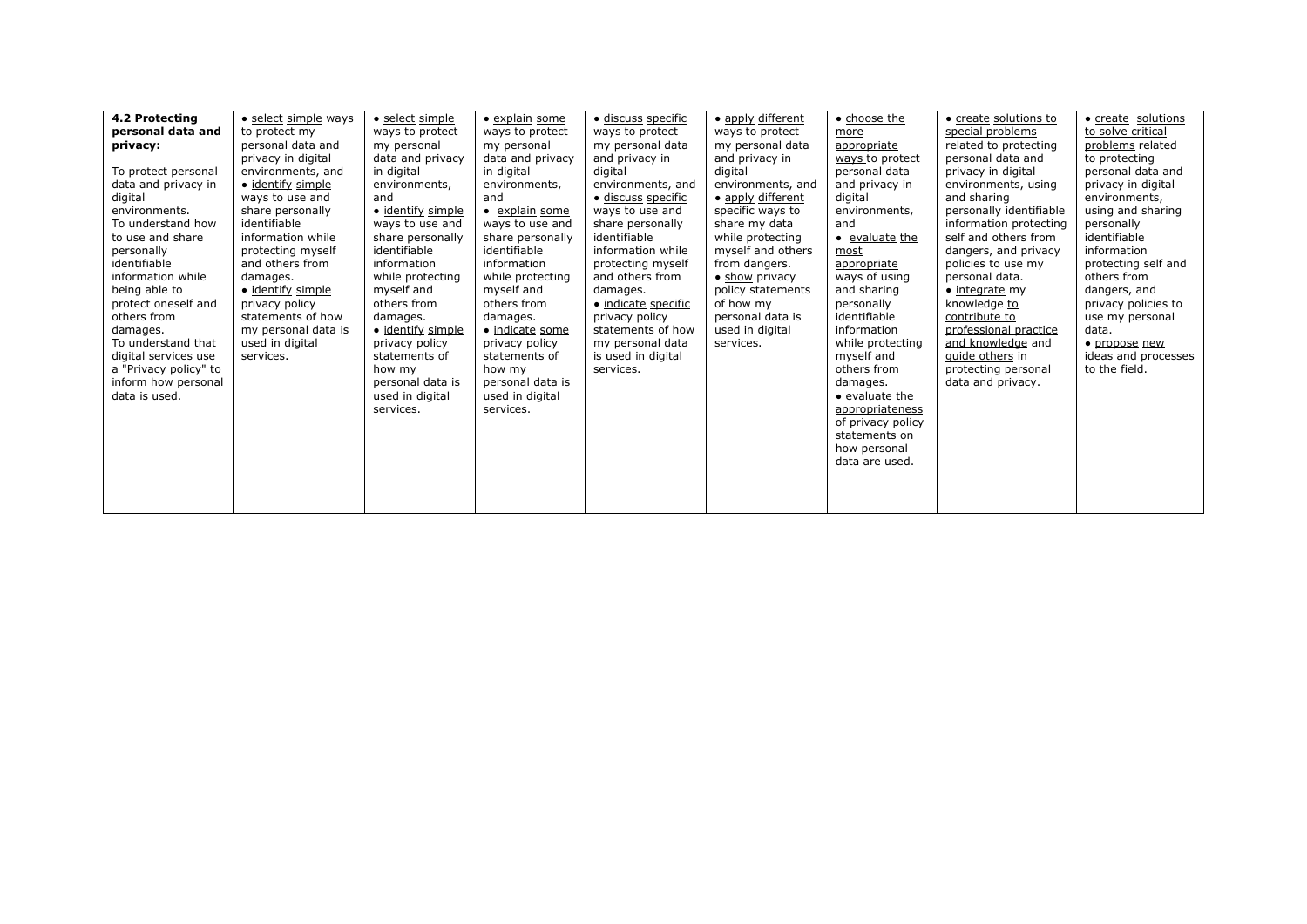| **4.2 Protecting personal data and privacy:**<br><br>To protect personal data and privacy in digital environments.<br>To understand how to use and share personally identifiable information while being able to protect oneself and others from damages.<br>To understand that digital services use a "Privacy policy" to inform how personal data is used. | • select simple ways to protect my personal data and privacy in digital environments, and<br>• identify simple ways to use and share personally identifiable information while protecting myself and others from damages.<br>• identify simple privacy policy statements of how my personal data is used in digital services. | • select simple ways to protect my personal data and privacy in digital environments, and<br>• identify simple ways to use and share personally identifiable information while protecting myself and others from damages.<br>• identify simple privacy policy statements of how my personal data is used in digital services. | • explain some ways to protect my personal data and privacy in digital environments, and<br>• explain some ways to use and share personally identifiable information while protecting myself and others from damages.<br>• indicate some privacy policy statements of how my personal data is used in digital services. | • discuss specific ways to protect my personal data and privacy in digital environments, and<br>• discuss specific ways to use and share personally identifiable information while protecting myself and others from damages.<br>• indicate specific privacy policy statements of how my personal data is used in digital services. | • apply different ways to protect my personal data and privacy in digital environments, and<br>• apply different specific ways to share my data while protecting myself and others from dangers.<br>• show privacy policy statements of how my personal data is used in digital services. | • choose the more appropriate ways to protect personal data and privacy in digital environments, and<br>• evaluate the most appropriate ways of using and sharing personally identifiable information while protecting myself and others from damages.<br>• evaluate the appropriateness of privacy policy statements on how personal data are used. | • create solutions to special problems related to protecting personal data and privacy in digital environments, using and sharing personally identifiable information protecting self and others from dangers, and privacy policies to use my personal data.<br>• integrate my knowledge to contribute to professional practice and knowledge and guide others in protecting personal data and privacy. | • create solutions to solve critical problems related to protecting personal data and privacy in digital environments, using and sharing personally identifiable information protecting self and others from dangers, and privacy policies to use my personal data.<br>• propose new ideas and processes to the field. |
|---|---|---|---|---|---|---|---|---|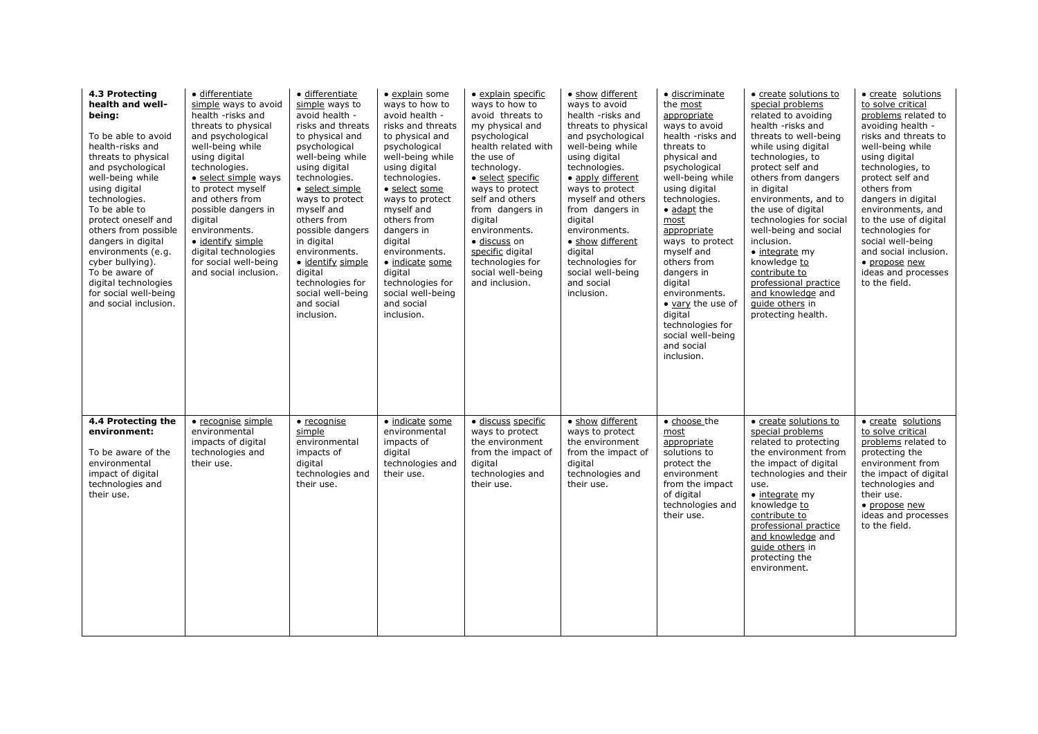| | | | | | | | | |
|---|---|---|---|---|---|---|---|---|
| **4.3 Protecting health and well-being:**<br><br>To be able to avoid health-risks and threats to physical and psychological well-being while using digital technologies.<br>To be able to protect oneself and others from possible dangers in digital environments (e.g. cyber bullying).<br>To be aware of digital technologies for social well-being and social inclusion. | • differentiate simple ways to avoid health -risks and threats to physical and psychological well-being while using digital technologies.<br>• select simple ways to protect myself and others from possible dangers in digital environments.<br>• identify simple digital technologies for social well-being and social inclusion. | • differentiate simple ways to avoid health - risks and threats to physical and psychological well-being while using digital technologies.<br>• select simple ways to protect myself and others from possible dangers in digital environments.<br>• identify simple digital technologies for social well-being and social inclusion. | • explain some ways to how to avoid health - risks and threats to physical and psychological well-being while using digital technologies.<br>• select some ways to protect myself and others from dangers in digital environments.<br>• indicate some digital technologies for social well-being and social inclusion. | • explain specific ways to how to avoid threats to my physical and psychological health related with the use of technology.<br>• select specific ways to protect self and others from dangers in digital environments.<br>• discuss on specific digital technologies for social well-being and inclusion. | • show different ways to avoid health -risks and threats to physical and psychological well-being while using digital technologies.<br>• apply different ways to protect myself and others from dangers in digital environments.<br>• show different digital technologies for social well-being and social inclusion. | • discriminate the most appropriate ways to avoid health -risks and threats to physical and psychological well-being while using digital technologies.<br>• adapt the most appropriate ways to protect myself and others from dangers in digital environments.<br>• vary the use of digital technologies for social well-being and social inclusion. | • create solutions to special problems related to avoiding health -risks and threats to well-being while using digital technologies, to protect self and others from dangers in digital environments, and to the use of digital technologies for social well-being and social inclusion.<br>• integrate my knowledge to contribute to professional practice and knowledge and guide others in protecting health. | • create solutions to solve critical problems related to avoiding health - risks and threats to well-being while using digital technologies, to protect self and others from dangers in digital environments, and to the use of digital technologies for social well-being and social inclusion.<br>• propose new ideas and processes to the field. |
| **4.4 Protecting the environment:**<br><br>To be aware of the environmental impact of digital technologies and their use. | • recognise simple environmental impacts of digital technologies and their use. | • recognise simple environmental impacts of digital technologies and their use. | • indicate some environmental impacts of digital technologies and their use. | • discuss specific ways to protect the environment from the impact of digital technologies and their use. | • show different ways to protect the environment from the impact of digital technologies and their use. | • choose the most appropriate solutions to protect the environment from the impact of digital technologies and their use. | • create solutions to special problems related to protecting the environment from the impact of digital technologies and their use.<br>• integrate my knowledge to contribute to professional practice and knowledge and guide others in protecting the environment. | • create solutions to solve critical problems related to protecting the environment from the impact of digital technologies and their use.<br>• propose new ideas and processes to the field. |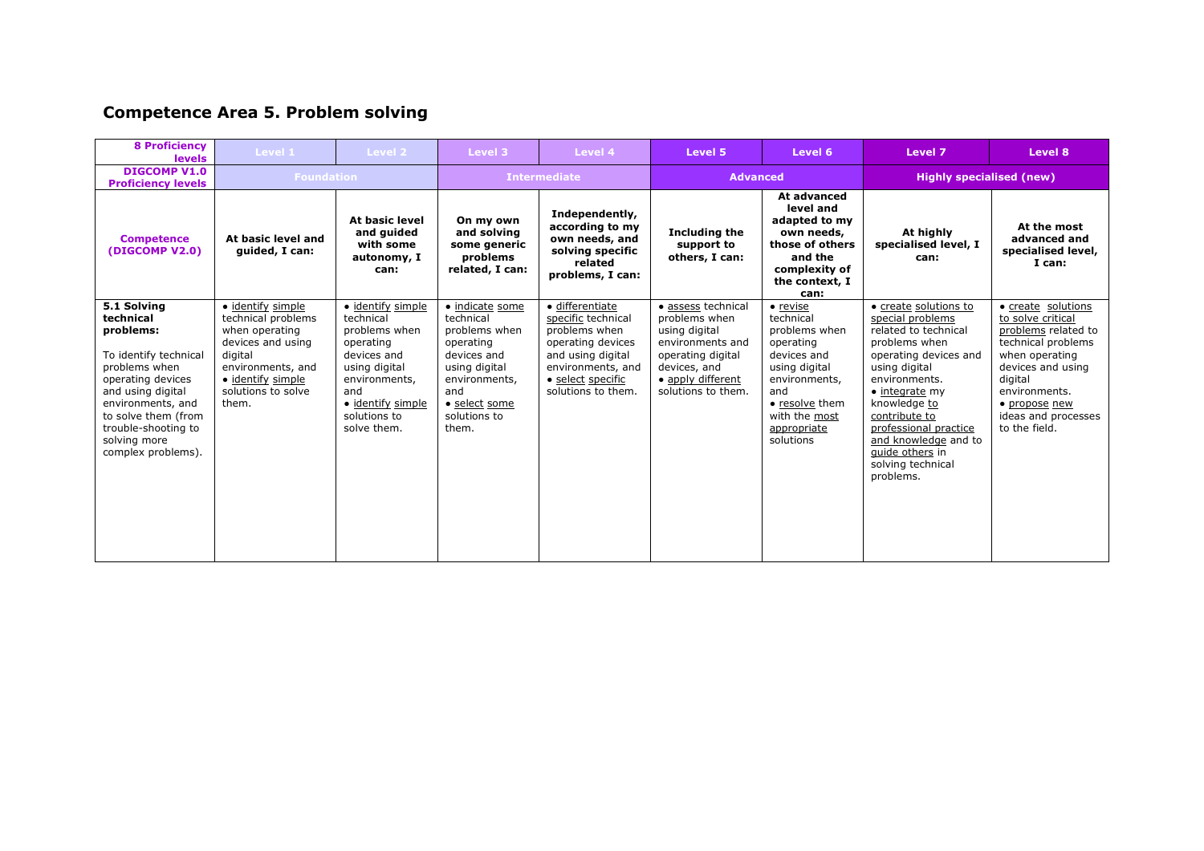## Competence Area 5. Problem solving

| 8 Proficiency levels | Level 1 | Level 2 | Level 3 | Level 4 | Level 5 | Level 6 | Level 7 | Level 8 |
|---|---|---|---|---|---|---|---|---|
| DIGCOMP V1.0 Proficiency levels | Foundation | | Intermediate | | Advanced | | Highly specialised (new) | |
| Competence (DIGCOMP V2.0) | At basic level and guided, I can: | At basic level and guided with some autonomy, I can: | On my own and solving some generic problems related, I can: | Independently, according to my own needs, and solving specific related problems, I can: | Including the support to others, I can: | At advanced level and adapted to my own needs, those of others and the complexity of the context, I can: | At highly specialised level, I can: | At the most advanced and specialised level, I can: |
| **5.1 Solving technical problems:** To identify technical problems when operating devices and using digital environments, and to solve them (from trouble-shooting to solving more complex problems). | • identify simple technical problems when operating devices and using digital environments, and • identify simple solutions to solve them. | • identify simple technical problems when operating devices and using digital environments, and • identify simple solutions to solve them. | • indicate some technical problems when operating devices and using digital environments, and • select some solutions to them. | • differentiate specific technical problems when operating devices and using digital environments, and • select specific solutions to them. | • assess technical problems when using digital environments and operating digital devices, and • apply different solutions to them. | • revise technical problems when operating devices and using digital environments, and • resolve them with the most appropriate solutions | • create solutions to special problems related to technical problems when operating devices and using digital environments. • integrate my knowledge to contribute to professional practice and knowledge and to guide others in solving technical problems. | • create solutions to solve critical problems related to technical problems when operating devices and using digital environments. • propose new ideas and processes to the field. |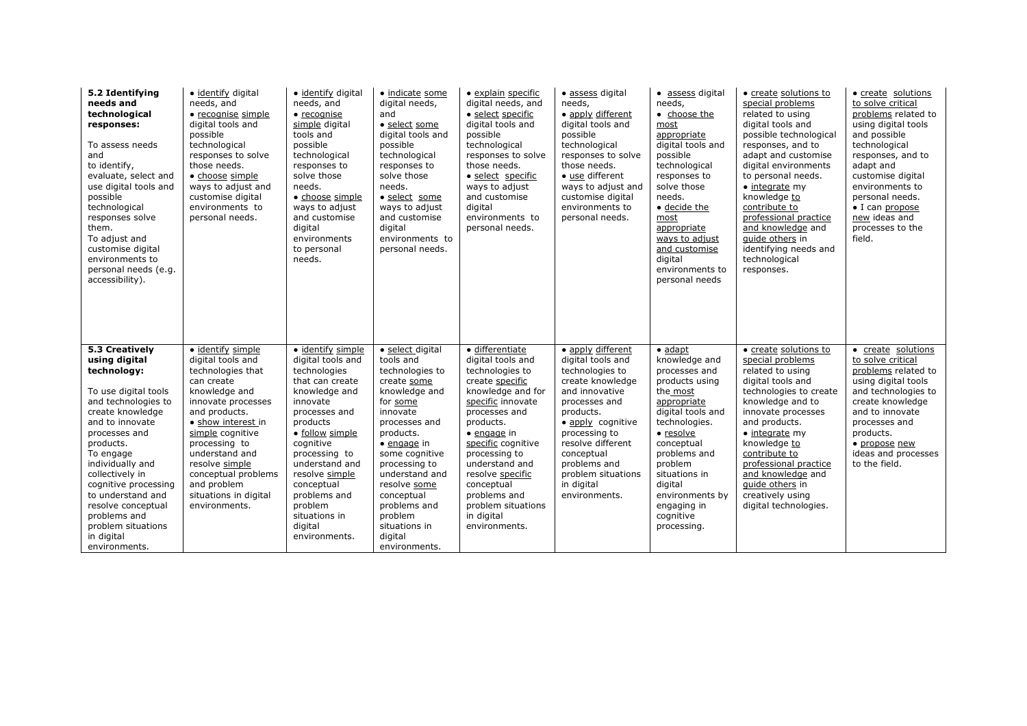| | | | | | | | | |
|---|---|---|---|---|---|---|---|---|
| **5.2 Identifying needs and technological responses:**<br><br>To assess needs and to identify, evaluate, select and use digital tools and possible technological responses solve them.<br>To adjust and customise digital environments to personal needs (e.g. accessibility). | • identify digital needs, and<br>• recognise simple digital tools and possible technological responses to solve those needs.<br>• choose simple ways to adjust and customise digital environments to personal needs. | • identify digital needs, and<br>• recognise simple digital tools and possible technological responses to solve those needs.<br>• choose simple ways to adjust and customise digital environments to personal needs. | • indicate some digital needs, and<br>• select some digital tools and possible technological responses to solve those needs.<br>• select some ways to adjust and customise digital environments to personal needs. | • explain specific digital needs, and<br>• select specific digital tools and possible technological responses to solve those needs.<br>• select specific ways to adjust and customise digital environments to personal needs. | • assess digital needs,<br>• apply different digital tools and possible technological responses to solve those needs.<br>• use different ways to adjust and customise digital environments to personal needs. | • assess digital needs,<br>• choose the most appropriate digital tools and possible technological responses to solve those needs.<br>• decide the most appropriate ways to adjust and customise digital environments to personal needs | • create solutions to special problems related to using digital tools and possible technological responses, and to adapt and customise digital environments to personal needs.<br>• integrate my knowledge to contribute to professional practice and knowledge and guide others in identifying needs and technological responses. | • create solutions to solve critical problems related to using digital tools and possible technological responses, and to adapt and customise digital environments to personal needs.<br>• I can propose new ideas and processes to the field. |
| **5.3 Creatively using digital technology:**<br><br>To use digital tools and technologies to create knowledge and to innovate processes and products.<br>To engage individually and collectively in cognitive processing to understand and resolve conceptual problems and problem situations in digital environments. | • identify simple digital tools and technologies that can create knowledge and innovate processes and products.<br>• show interest in simple cognitive processing to understand and resolve simple conceptual problems and problem situations in digital environments. | • identify simple digital tools and technologies that can create knowledge and innovate processes and products<br>• follow simple cognitive processing to understand and resolve simple conceptual problems and problem situations in digital environments. | • select digital tools and technologies to create some knowledge and for some innovate processes and products.<br>• engage in some cognitive processing to understand and resolve some conceptual problems and problem situations in digital environments. | • differentiate digital tools and technologies to create specific knowledge and for specific innovate processes and products.<br>• engage in specific cognitive processing to understand and resolve specific conceptual problems and problem situations in digital environments. | • apply different digital tools and technologies to create knowledge and innovative processes and products.<br>• apply cognitive processing to resolve different conceptual problems and problem situations in digital environments. | • adapt knowledge and processes and products using the most appropriate digital tools and technologies.<br>• resolve conceptual problems and problem situations in digital environments by engaging in cognitive processing. | • create solutions to special problems related to using digital tools and technologies to create knowledge and to innovate processes and products.<br>• integrate my knowledge to contribute to professional practice and knowledge and guide others in creatively using digital technologies. | • create solutions to solve critical problems related to using digital tools and technologies to create knowledge and to innovate processes and products.<br>• propose new ideas and processes to the field. |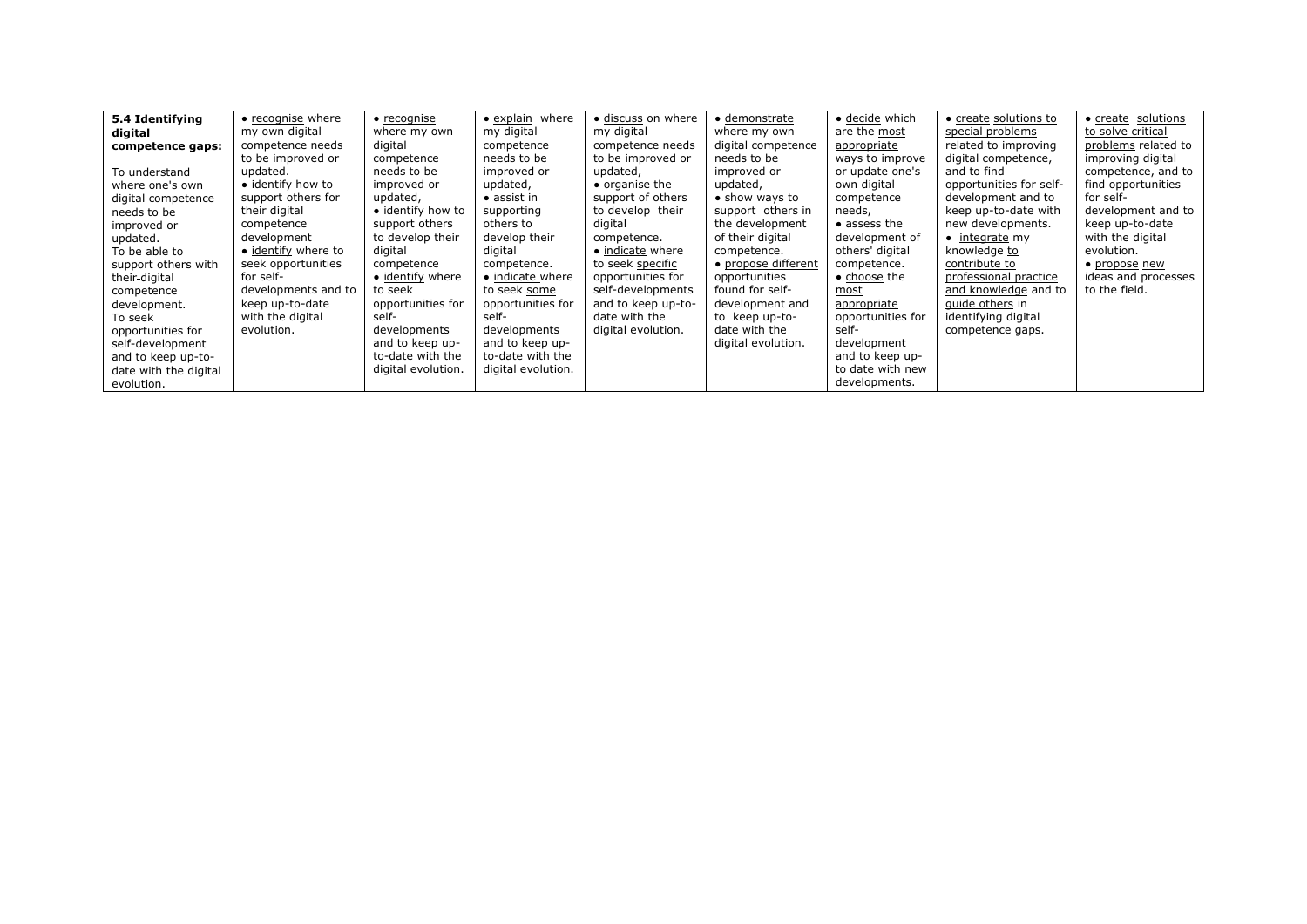| | | | | | | | | |
|---|---|---|---|---|---|---|---|---|
| **5.4 Identifying digital competence gaps:**<br><br>To understand where one's own digital competence needs to be improved or updated.<br>To be able to support others with their-digital competence development.<br>To seek opportunities for self-development and to keep up-to-date with the digital evolution. | • recognise where my own digital competence needs to be improved or updated.<br>• identify how to support others for their digital competence development<br>• identify where to seek opportunities for self-developments and to keep up-to-date with the digital evolution. | • recognise where my own digital competence needs to be improved or updated,<br>• identify how to support others to develop their digital competence<br>• identify where to seek opportunities for self-developments and to keep up-to-date with the digital evolution. | • explain where my digital competence needs to be improved or updated,<br>• assist in supporting others to develop their digital competence.<br>• indicate where to seek some opportunities for self-developments and to keep up-to-date with the digital evolution. | • discuss on where my digital competence needs to be improved or updated,<br>• organise the support of others to develop their digital competence.<br>• indicate where to seek specific opportunities for self-developments and to keep up-to-date with the digital evolution. | • demonstrate where my own digital competence needs to be improved or updated,<br>• show ways to support others in the development of their digital competence.<br>• propose different opportunities found for self-development and to keep up-to-date with the digital evolution. | • decide which are the most appropriate ways to improve or update one's own digital competence needs,<br>• assess the development of others' digital competence.<br>• choose the most appropriate opportunities for self-development and to keep up-to date with new developments. | • create solutions to special problems related to improving digital competence, and to find opportunities for self-development and to keep up-to-date with new developments.<br>• integrate my knowledge to contribute to professional practice and knowledge and to guide others in identifying digital competence gaps. | • create solutions to solve critical problems related to improving digital competence, and to find opportunities for self-development and to keep up-to-date with the digital evolution.<br>• propose new ideas and processes to the field. |